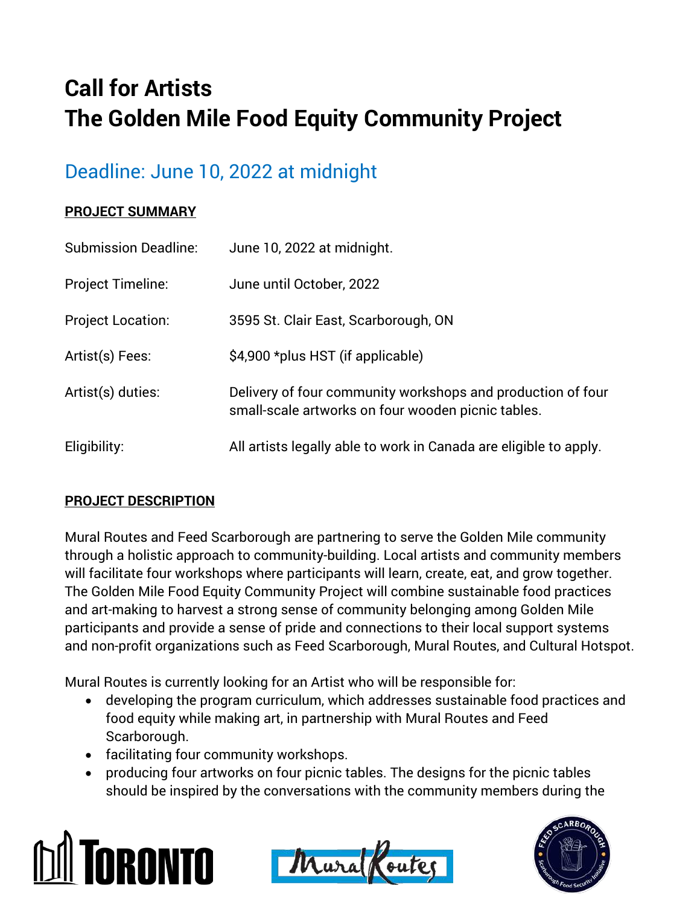# Call for Artists
# The Golden Mile Food Equity Community Project

## Deadline: June 10, 2022 at midnight

**PROJECT SUMMARY**

| | |
|---|---|
| Submission Deadline: | June 10, 2022 at midnight. |
| Project Timeline: | June until October, 2022 |
| Project Location: | 3595 St. Clair East, Scarborough, ON |
| Artist(s) Fees: | $4,900 *plus HST (if applicable) |
| Artist(s) duties: | Delivery of four community workshops and production of four small-scale artworks on four wooden picnic tables. |
| Eligibility: | All artists legally able to work in Canada are eligible to apply. |

**PROJECT DESCRIPTION**

Mural Routes and Feed Scarborough are partnering to serve the Golden Mile community through a holistic approach to community-building. Local artists and community members will facilitate four workshops where participants will learn, create, eat, and grow together. The Golden Mile Food Equity Community Project will combine sustainable food practices and art-making to harvest a strong sense of community belonging among Golden Mile participants and provide a sense of pride and connections to their local support systems and non-profit organizations such as Feed Scarborough, Mural Routes, and Cultural Hotspot.

Mural Routes is currently looking for an Artist who will be responsible for:

- developing the program curriculum, which addresses sustainable food practices and food equity while making art, in partnership with Mural Routes and Feed Scarborough.
- facilitating four community workshops.
- producing four artworks on four picnic tables. The designs for the picnic tables should be inspired by the conversations with the community members during the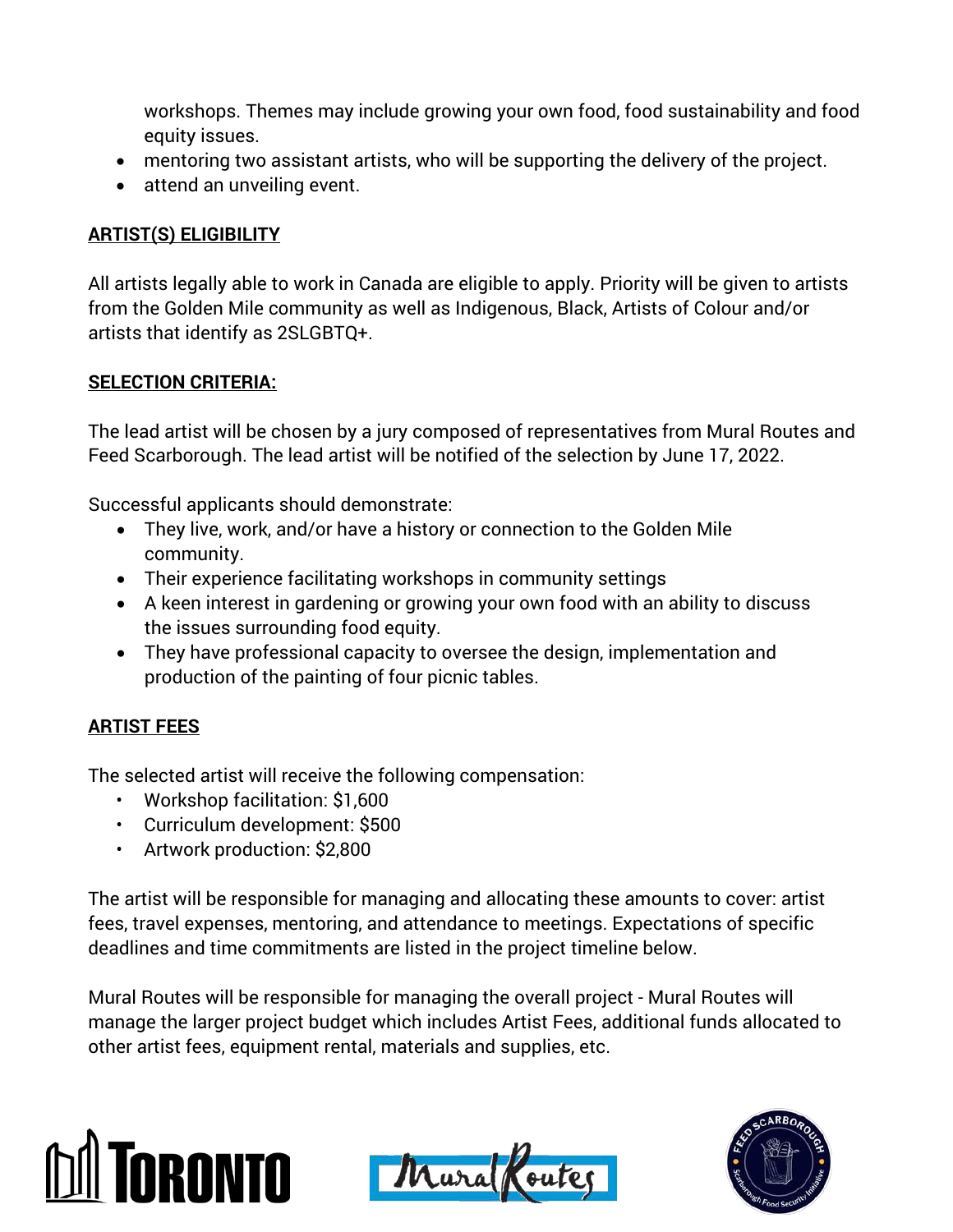workshops. Themes may include growing your own food, food sustainability and food equity issues.
- mentoring two assistant artists, who will be supporting the delivery of the project.
- attend an unveiling event.

## ARTIST(S) ELIGIBILITY

All artists legally able to work in Canada are eligible to apply. Priority will be given to artists from the Golden Mile community as well as Indigenous, Black, Artists of Colour and/or artists that identify as 2SLGBTQ+.

## SELECTION CRITERIA:

The lead artist will be chosen by a jury composed of representatives from Mural Routes and Feed Scarborough. The lead artist will be notified of the selection by June 17, 2022.

Successful applicants should demonstrate:

- They live, work, and/or have a history or connection to the Golden Mile community.
- Their experience facilitating workshops in community settings
- A keen interest in gardening or growing your own food with an ability to discuss the issues surrounding food equity.
- They have professional capacity to oversee the design, implementation and production of the painting of four picnic tables.

## ARTIST FEES

The selected artist will receive the following compensation:

- Workshop facilitation: $1,600
- Curriculum development: $500
- Artwork production: $2,800

The artist will be responsible for managing and allocating these amounts to cover: artist fees, travel expenses, mentoring, and attendance to meetings. Expectations of specific deadlines and time commitments are listed in the project timeline below.

Mural Routes will be responsible for managing the overall project - Mural Routes will manage the larger project budget which includes Artist Fees, additional funds allocated to other artist fees, equipment rental, materials and supplies, etc.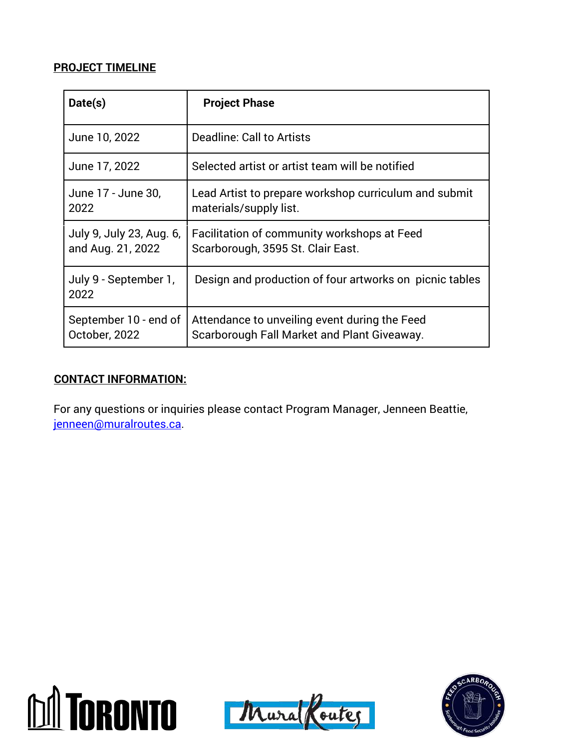**PROJECT TIMELINE**

| Date(s) | Project Phase |
|---|---|
| June 10, 2022 | Deadline: Call to Artists |
| June 17, 2022 | Selected artist or artist team will be notified |
| June 17 - June 30, 2022 | Lead Artist to prepare workshop curriculum and submit materials/supply list. |
| July 9, July 23, Aug. 6, and Aug. 21, 2022 | Facilitation of community workshops at Feed Scarborough, 3595 St. Clair East. |
| July 9 - September 1, 2022 | Design and production of four artworks on picnic tables |
| September 10 - end of October, 2022 | Attendance to unveiling event during the Feed Scarborough Fall Market and Plant Giveaway. |

**CONTACT INFORMATION:**

For any questions or inquiries please contact Program Manager, Jenneen Beattie, jenneen@muralroutes.ca.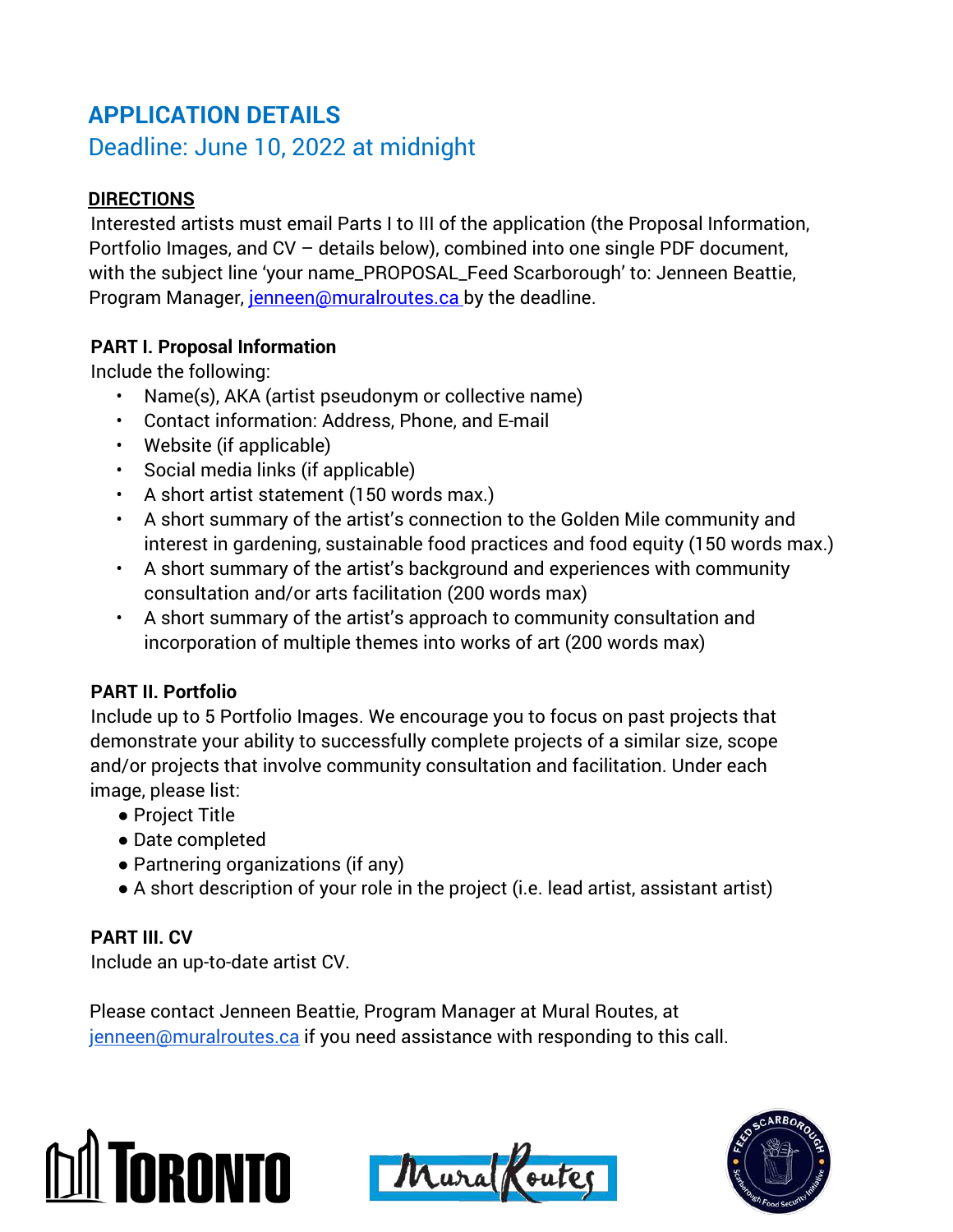## APPLICATION DETAILS

Deadline: June 10, 2022 at midnight

**DIRECTIONS**

Interested artists must email Parts I to III of the application (the Proposal Information, Portfolio Images, and CV – details below), combined into one single PDF document, with the subject line 'your name_PROPOSAL_Feed Scarborough' to: Jenneen Beattie, Program Manager, jenneen@muralroutes.ca by the deadline.

**PART I. Proposal Information**

Include the following:

- Name(s), AKA (artist pseudonym or collective name)
- Contact information: Address, Phone, and E-mail
- Website (if applicable)
- Social media links (if applicable)
- A short artist statement (150 words max.)
- A short summary of the artist's connection to the Golden Mile community and interest in gardening, sustainable food practices and food equity (150 words max.)
- A short summary of the artist's background and experiences with community consultation and/or arts facilitation (200 words max)
- A short summary of the artist's approach to community consultation and incorporation of multiple themes into works of art (200 words max)

**PART II. Portfolio**

Include up to 5 Portfolio Images. We encourage you to focus on past projects that demonstrate your ability to successfully complete projects of a similar size, scope and/or projects that involve community consultation and facilitation. Under each image, please list:

- Project Title
- Date completed
- Partnering organizations (if any)
- A short description of your role in the project (i.e. lead artist, assistant artist)

**PART III. CV**

Include an up-to-date artist CV.

Please contact Jenneen Beattie, Program Manager at Mural Routes, at jenneen@muralroutes.ca if you need assistance with responding to this call.